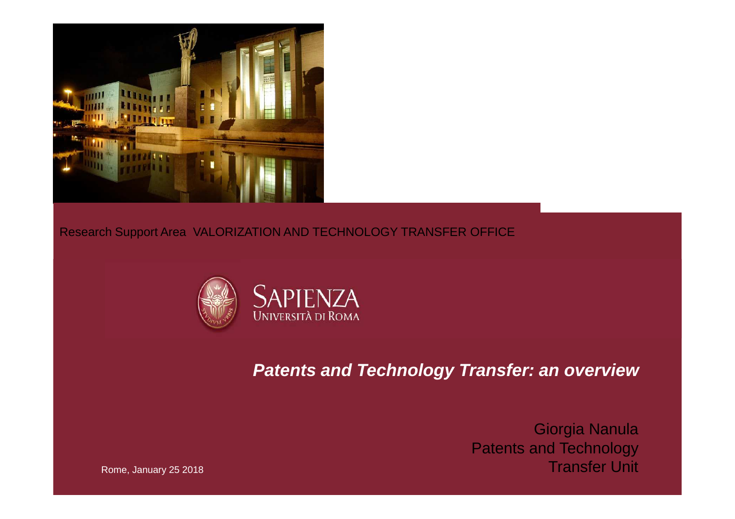Research Support Area VALORIZATION AND TECHNOLOGY TRANSFER OFFICE

SAPIENZA
UNIVERSITÀ DI ROMA

# *Patents and Technology Transfer: an overview*

Giorgia Nanula
Patents and Technology
Transfer Unit

Rome, January 25 2018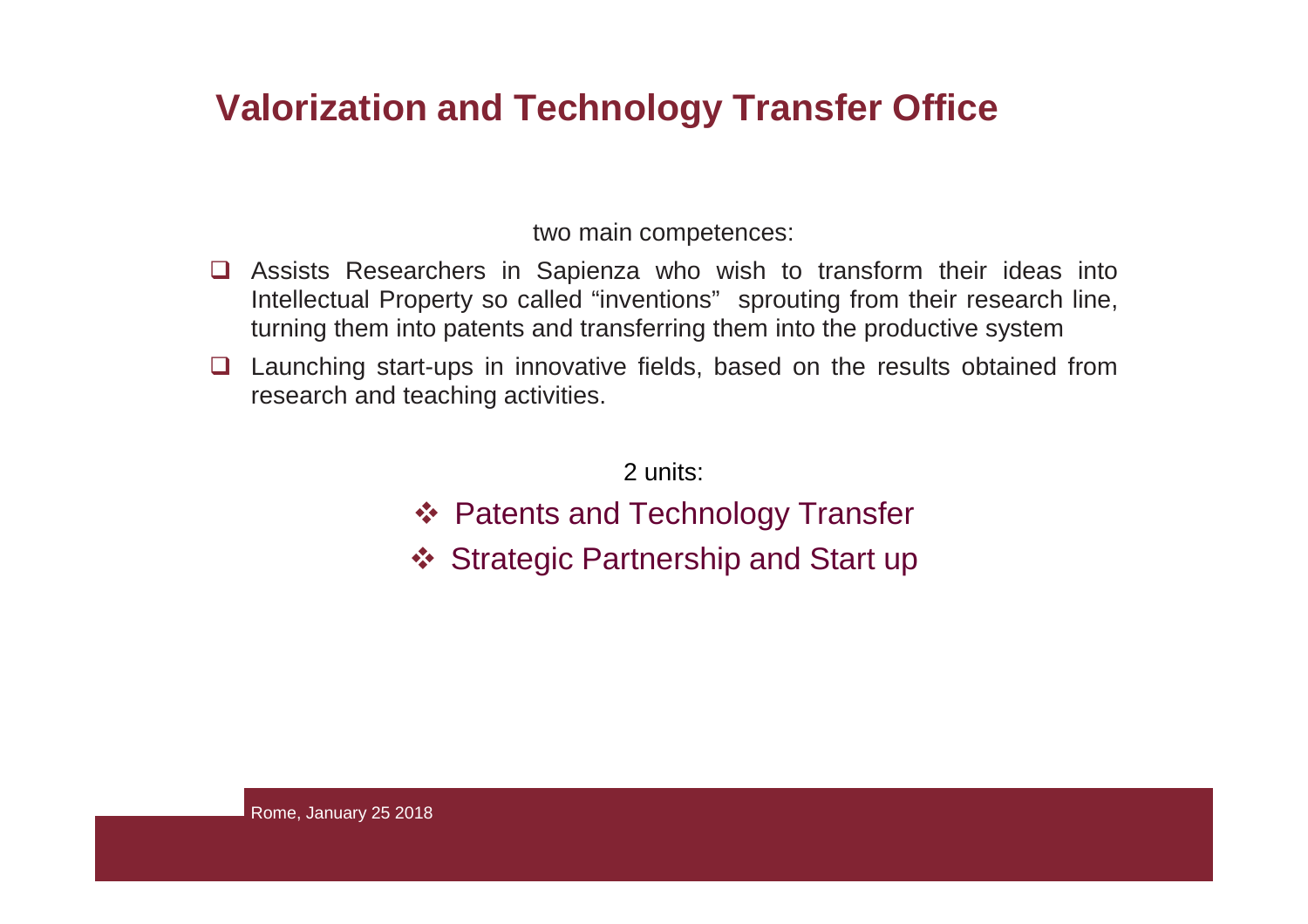# Valorization and Technology Transfer Office

two main competences:

- Assists Researchers in Sapienza who wish to transform their ideas into Intellectual Property so called “inventions” sprouting from their research line, turning them into patents and transferring them into the productive system
- Launching start-ups in innovative fields, based on the results obtained from research and teaching activities.

2 units:

- Patents and Technology Transfer
- Strategic Partnership and Start up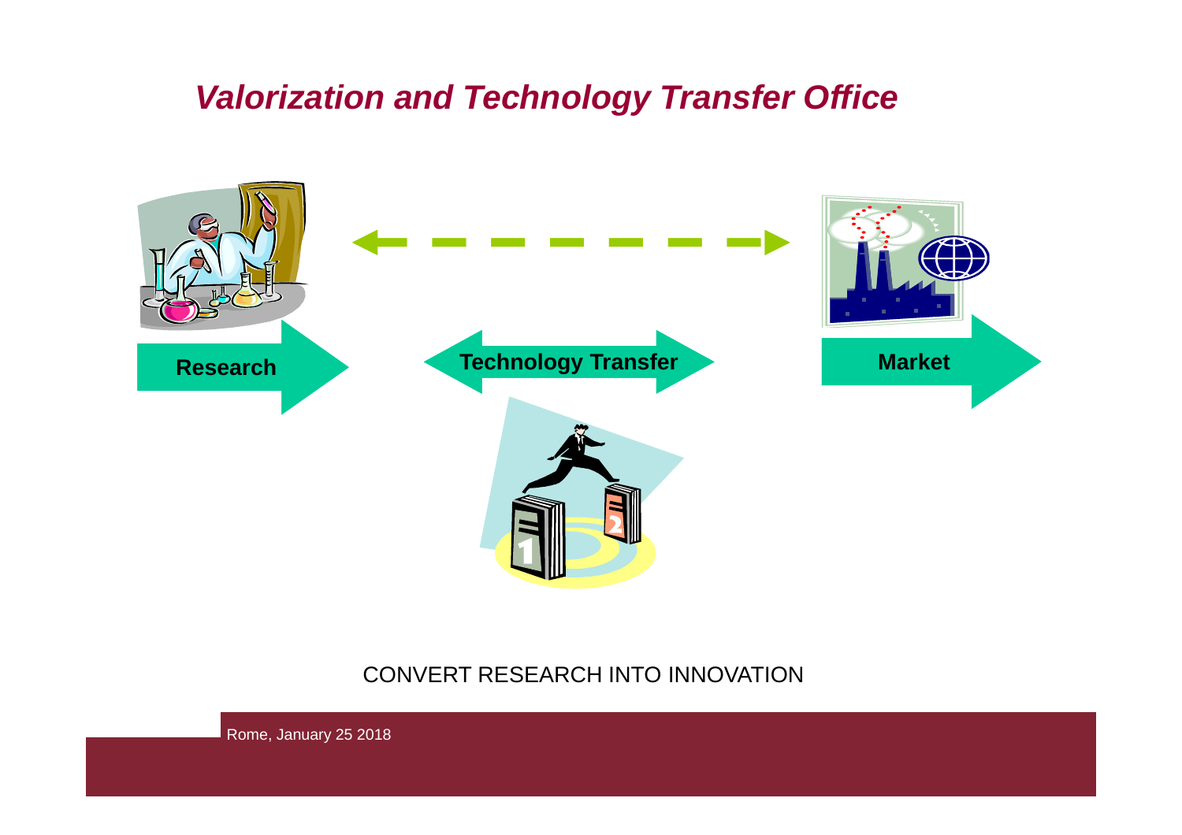# *Valorization and Technology Transfer Office*

**Research**

**Technology Transfer**

**Market**

CONVERT RESEARCH INTO INNOVATION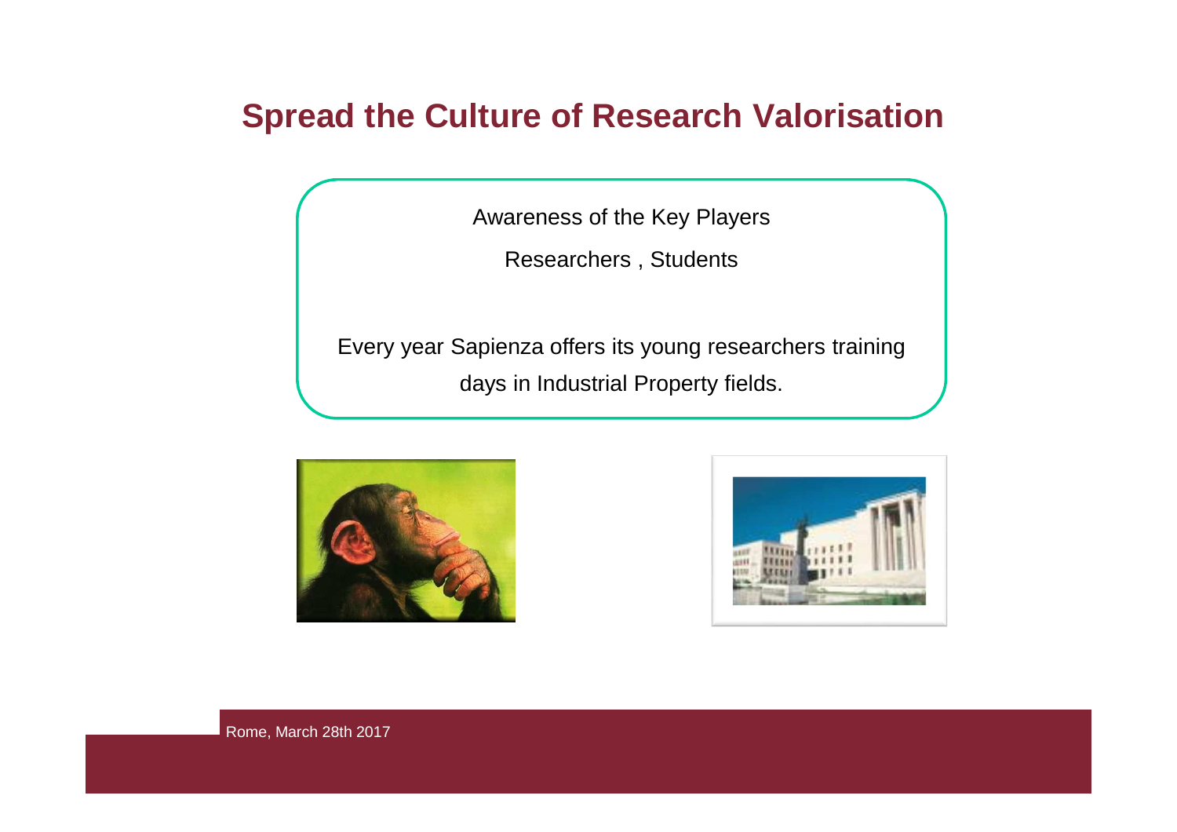## Spread the Culture of Research Valorisation

Awareness of the Key Players

Researchers , Students

Every year Sapienza offers its young researchers training days in Industrial Property fields.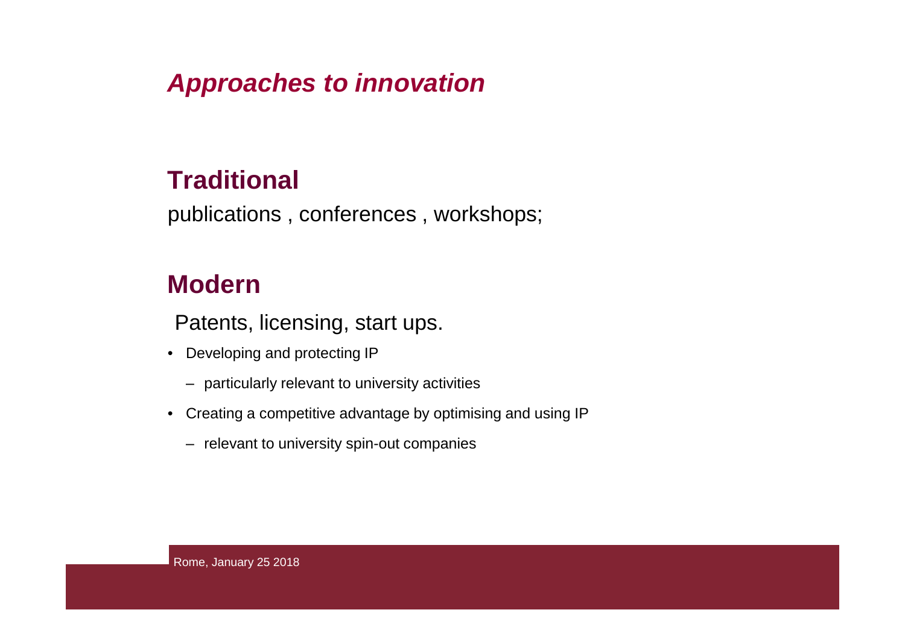## *Approaches to innovation*

### Traditional

publications , conferences , workshops;

### Modern

Patents, licensing, start ups.

- Developing and protecting IP
  - particularly relevant to university activities
- Creating a competitive advantage by optimising and using IP
  - relevant to university spin-out companies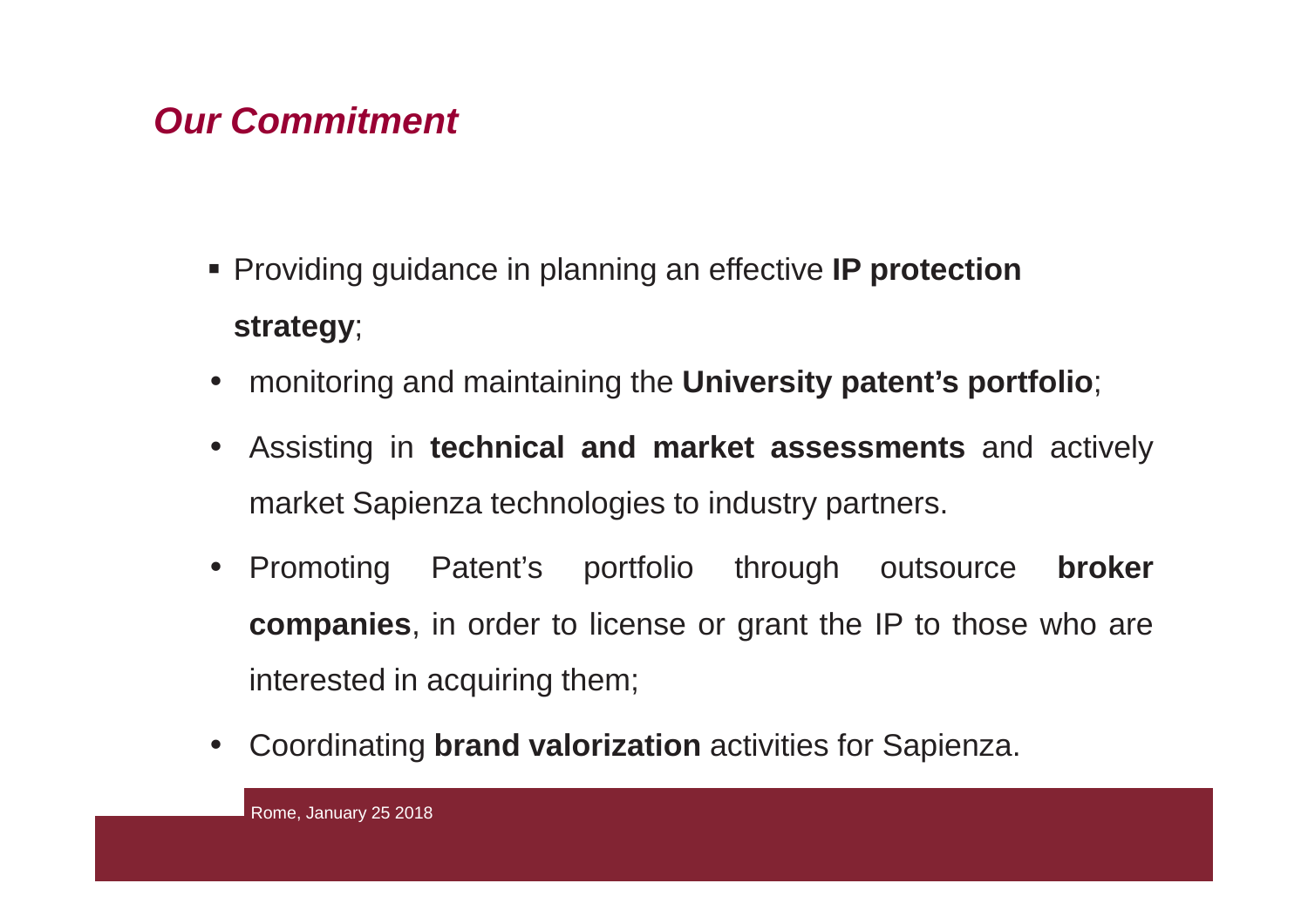## *Our Commitment*

- Providing guidance in planning an effective **IP protection strategy**;
- monitoring and maintaining the **University patent's portfolio**;
- Assisting in **technical and market assessments** and actively market Sapienza technologies to industry partners.
- Promoting Patent's portfolio through outsource **broker companies**, in order to license or grant the IP to those who are interested in acquiring them;
- Coordinating **brand valorization** activities for Sapienza.

Rome, January 25 2018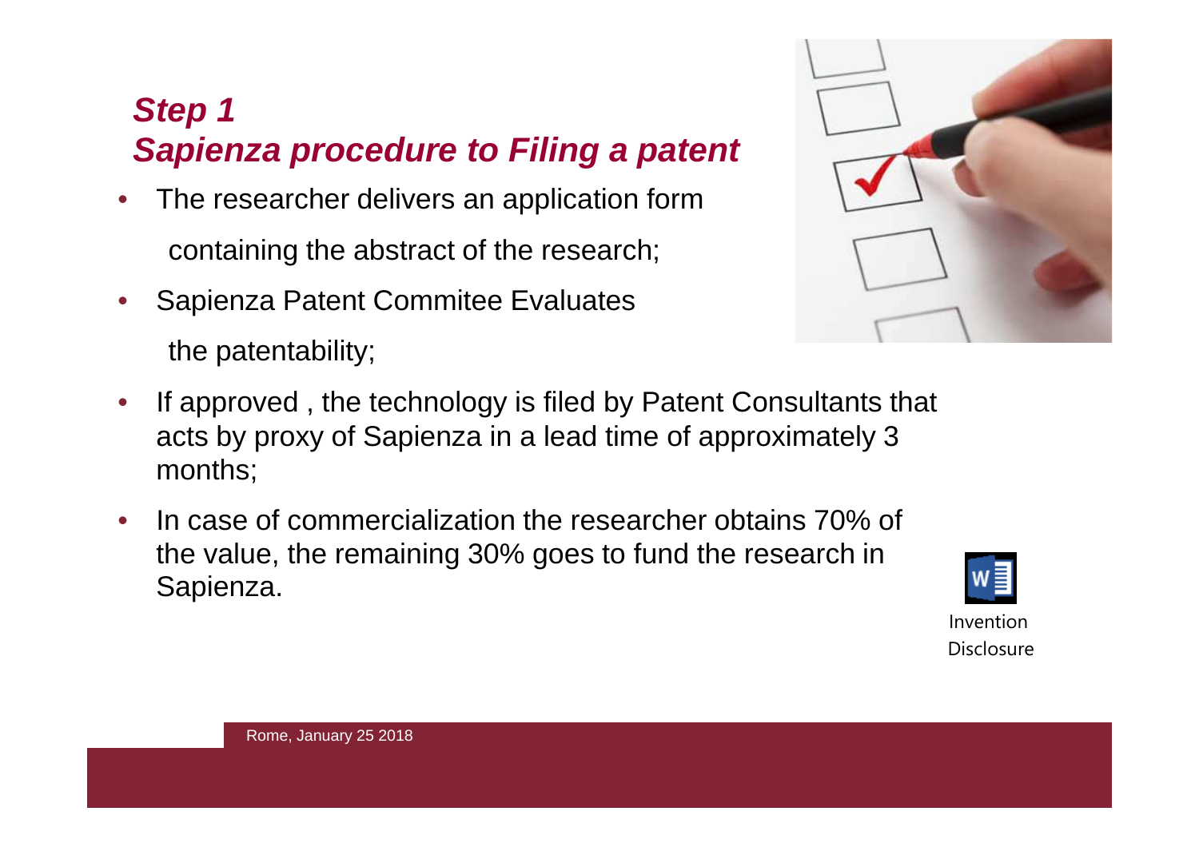## *Step 1*
## *Sapienza procedure to Filing a patent*

- The researcher delivers an application form containing the abstract of the research;
- Sapienza Patent Commitee Evaluates the patentability;
- If approved , the technology is filed by Patent Consultants that acts by proxy of Sapienza in a lead time of approximately 3 months;
- In case of commercialization the researcher obtains 70% of the value, the remaining 30% goes to fund the research in Sapienza.

Invention Disclosure

Rome, January 25 2018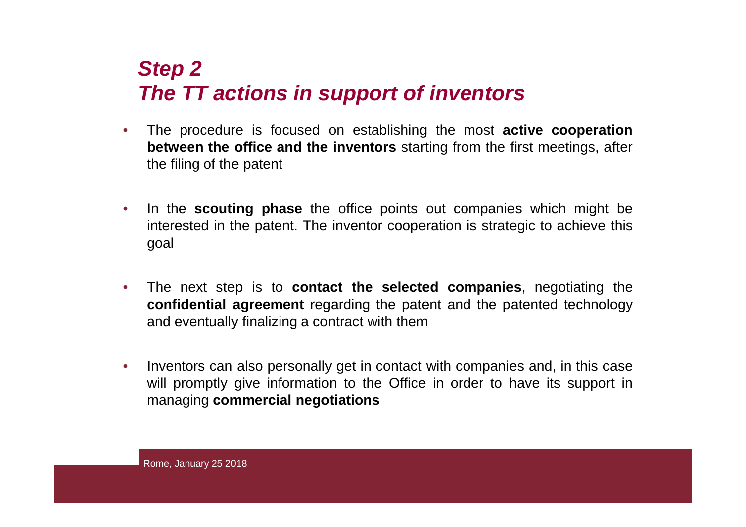## *Step 2*
## *The TT actions in support of inventors*

- The procedure is focused on establishing the most **active cooperation between the office and the inventors** starting from the first meetings, after the filing of the patent
- In the **scouting phase** the office points out companies which might be interested in the patent. The inventor cooperation is strategic to achieve this goal
- The next step is to **contact the selected companies**, negotiating the **confidential agreement** regarding the patent and the patented technology and eventually finalizing a contract with them
- Inventors can also personally get in contact with companies and, in this case will promptly give information to the Office in order to have its support in managing **commercial negotiations**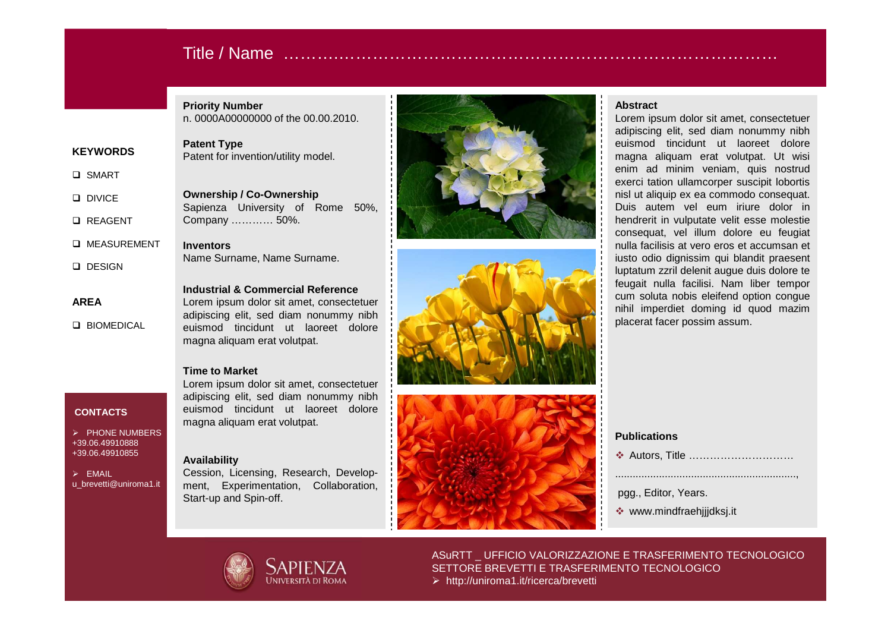# Title / Name ………………………………………………………………………………

**KEYWORDS**

- ❑ SMART
- ❑ DIVICE
- ❑ REAGENT
- ❑ MEASUREMENT
- ❑ DESIGN

**AREA**

- ❑ BIOMEDICAL

**CONTACTS**

➢ PHONE NUMBERS
+39.06.49910888
+39.06.49910855

➢ EMAIL
u_brevetti@uniroma1.it

**Priority Number**
n. 0000A00000000 of the 00.00.2010.

**Patent Type**
Patent for invention/utility model.

**Ownership / Co-Ownership**
Sapienza University of Rome 50%, Company ………… 50%.

**Inventors**
Name Surname, Name Surname.

**Industrial & Commercial Reference**
Lorem ipsum dolor sit amet, consectetuer adipiscing elit, sed diam nonummy nibh euismod tincidunt ut laoreet dolore magna aliquam erat volutpat.

**Time to Market**
Lorem ipsum dolor sit amet, consectetuer adipiscing elit, sed diam nonummy nibh euismod tincidunt ut laoreet dolore magna aliquam erat volutpat.

**Availability**
Cession, Licensing, Research, Development, Experimentation, Collaboration, Start-up and Spin-off.

**Abstract**
Lorem ipsum dolor sit amet, consectetuer adipiscing elit, sed diam nonummy nibh euismod tincidunt ut laoreet dolore magna aliquam erat volutpat. Ut wisi enim ad minim veniam, quis nostrud exerci tation ullamcorper suscipit lobortis nisl ut aliquip ex ea commodo consequat. Duis autem vel eum iriure dolor in hendrerit in vulputate velit esse molestie consequat, vel illum dolore eu feugiat nulla facilisis at vero eros et accumsan et iusto odio dignissim qui blandit praesent luptatum zzril delenit augue duis dolore te feugait nulla facilisi. Nam liber tempor cum soluta nobis eleifend option congue nihil imperdiet doming id quod mazim placerat facer possim assum.

**Publications**

- ❖ Autors, Title …………………………
..............................................................., pgg., Editor, Years.
- ❖ www.mindfraehjjjdksj.it

SAPIENZA
UNIVERSITÀ DI ROMA

ASuRTT _ UFFICIO VALORIZZAZIONE E TRASFERIMENTO TECNOLOGICO
SETTORE BREVETTI E TRASFERIMENTO TECNOLOGICO
➢ http://uniroma1.it/ricerca/brevetti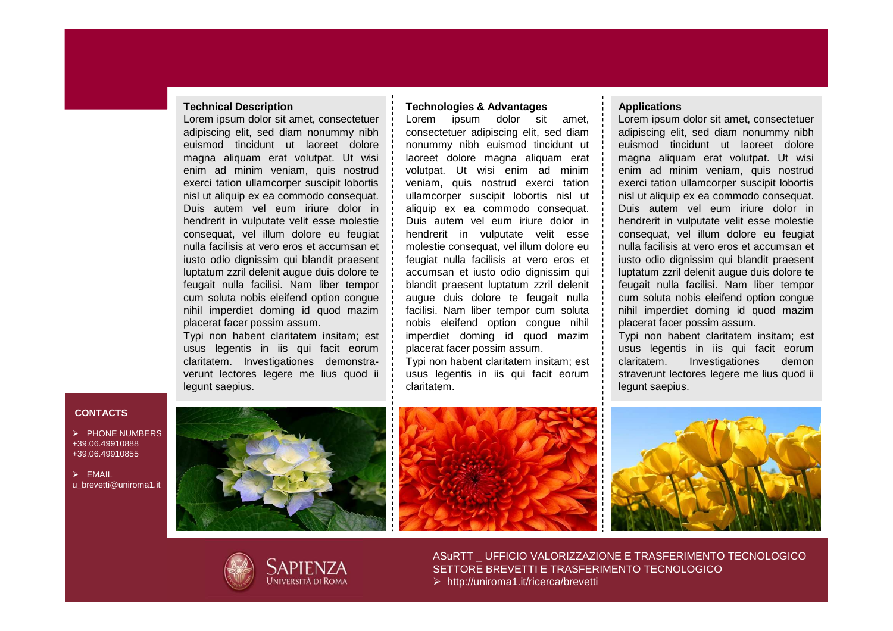### Technical Description

Lorem ipsum dolor sit amet, consectetuer adipiscing elit, sed diam nonummy nibh euismod tincidunt ut laoreet dolore magna aliquam erat volutpat. Ut wisi enim ad minim veniam, quis nostrud exerci tation ullamcorper suscipit lobortis nisl ut aliquip ex ea commodo consequat. Duis autem vel eum iriure dolor in hendrerit in vulputate velit esse molestie consequat, vel illum dolore eu feugiat nulla facilisis at vero eros et accumsan et iusto odio dignissim qui blandit praesent luptatum zzril delenit augue duis dolore te feugait nulla facilisi. Nam liber tempor cum soluta nobis eleifend option congue nihil imperdiet doming id quod mazim placerat facer possim assum.

Typi non habent claritatem insitam; est usus legentis in iis qui facit eorum claritatem. Investigationes demonstraverunt lectores legere me lius quod ii legunt saepius.

### Technologies & Advantages

Lorem ipsum dolor sit amet, consectetuer adipiscing elit, sed diam nonummy nibh euismod tincidunt ut laoreet dolore magna aliquam erat volutpat. Ut wisi enim ad minim veniam, quis nostrud exerci tation ullamcorper suscipit lobortis nisl ut aliquip ex ea commodo consequat. Duis autem vel eum iriure dolor in hendrerit in vulputate velit esse molestie consequat, vel illum dolore eu feugiat nulla facilisis at vero eros et accumsan et iusto odio dignissim qui blandit praesent luptatum zzril delenit augue duis dolore te feugait nulla facilisi. Nam liber tempor cum soluta nobis eleifend option congue nihil imperdiet doming id quod mazim placerat facer possim assum.

Typi non habent claritatem insitam; est usus legentis in iis qui facit eorum claritatem.

### Applications

Lorem ipsum dolor sit amet, consectetuer adipiscing elit, sed diam nonummy nibh euismod tincidunt ut laoreet dolore magna aliquam erat volutpat. Ut wisi enim ad minim veniam, quis nostrud exerci tation ullamcorper suscipit lobortis nisl ut aliquip ex ea commodo consequat. Duis autem vel eum iriure dolor in hendrerit in vulputate velit esse molestie consequat, vel illum dolore eu feugiat nulla facilisis at vero eros et accumsan et iusto odio dignissim qui blandit praesent luptatum zzril delenit augue duis dolore te feugait nulla facilisi. Nam liber tempor cum soluta nobis eleifend option congue nihil imperdiet doming id quod mazim placerat facer possim assum.

Typi non habent claritatem insitam; est usus legentis in iis qui facit eorum claritatem. Investigationes demonstraverunt lectores legere me lius quod ii legunt saepius.

**CONTACTS**

- PHONE NUMBERS
  +39.06.49910888
  +39.06.49910855
- EMAIL
  u_brevetti@uniroma1.it

SAPIENZA
UNIVERSITÀ DI ROMA

ASuRTT _ UFFICIO VALORIZZAZIONE E TRASFERIMENTO TECNOLOGICO
SETTORE BREVETTI E TRASFERIMENTO TECNOLOGICO

- http://uniroma1.it/ricerca/brevetti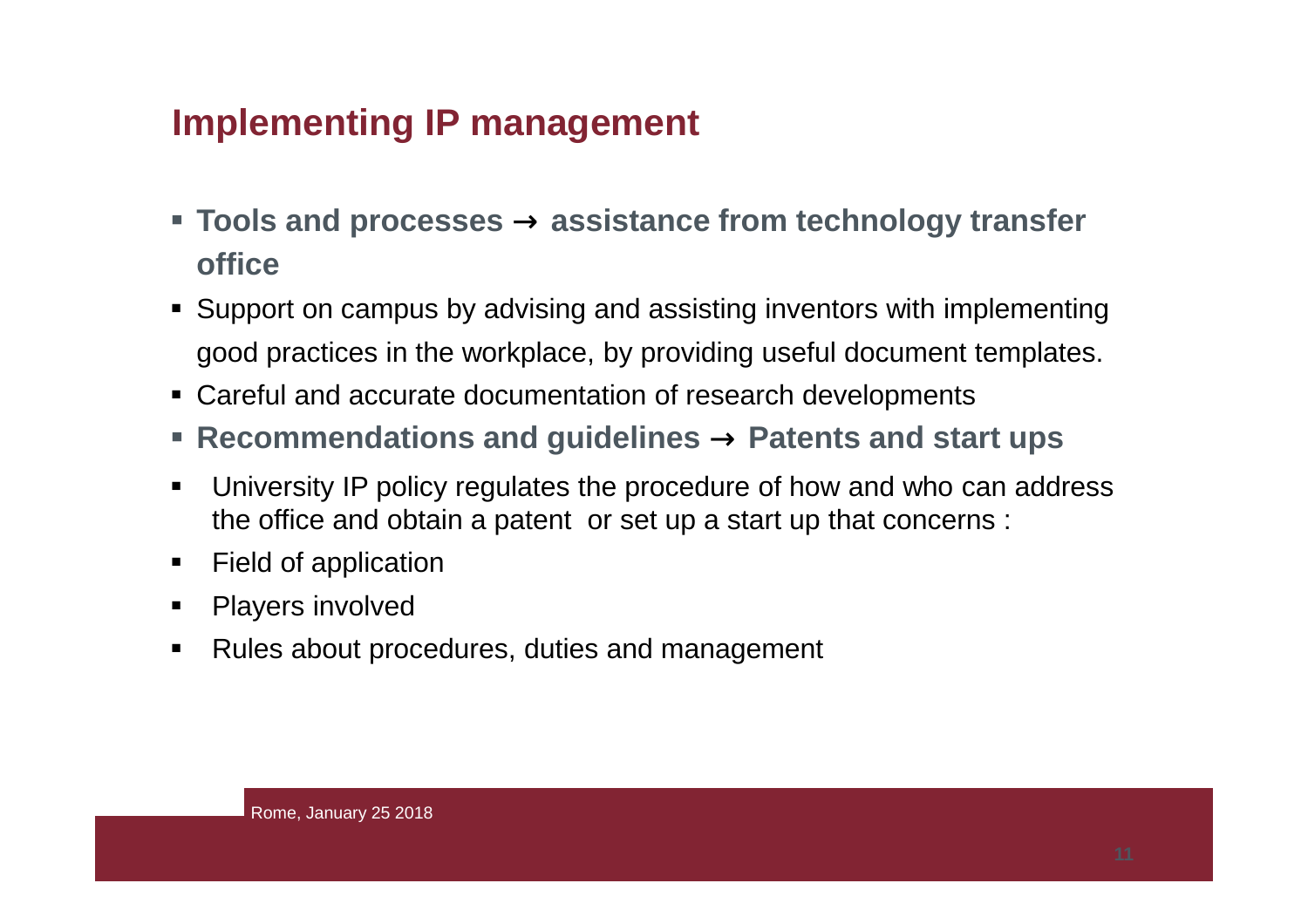# Implementing IP management

- **Tools and processes → assistance from technology transfer office**
- Support on campus by advising and assisting inventors with implementing good practices in the workplace, by providing useful document templates.
- Careful and accurate documentation of research developments
- **Recommendations and guidelines → Patents and start ups**
- University IP policy regulates the procedure of how and who can address the office and obtain a patent or set up a start up that concerns :
- Field of application
- Players involved
- Rules about procedures, duties and management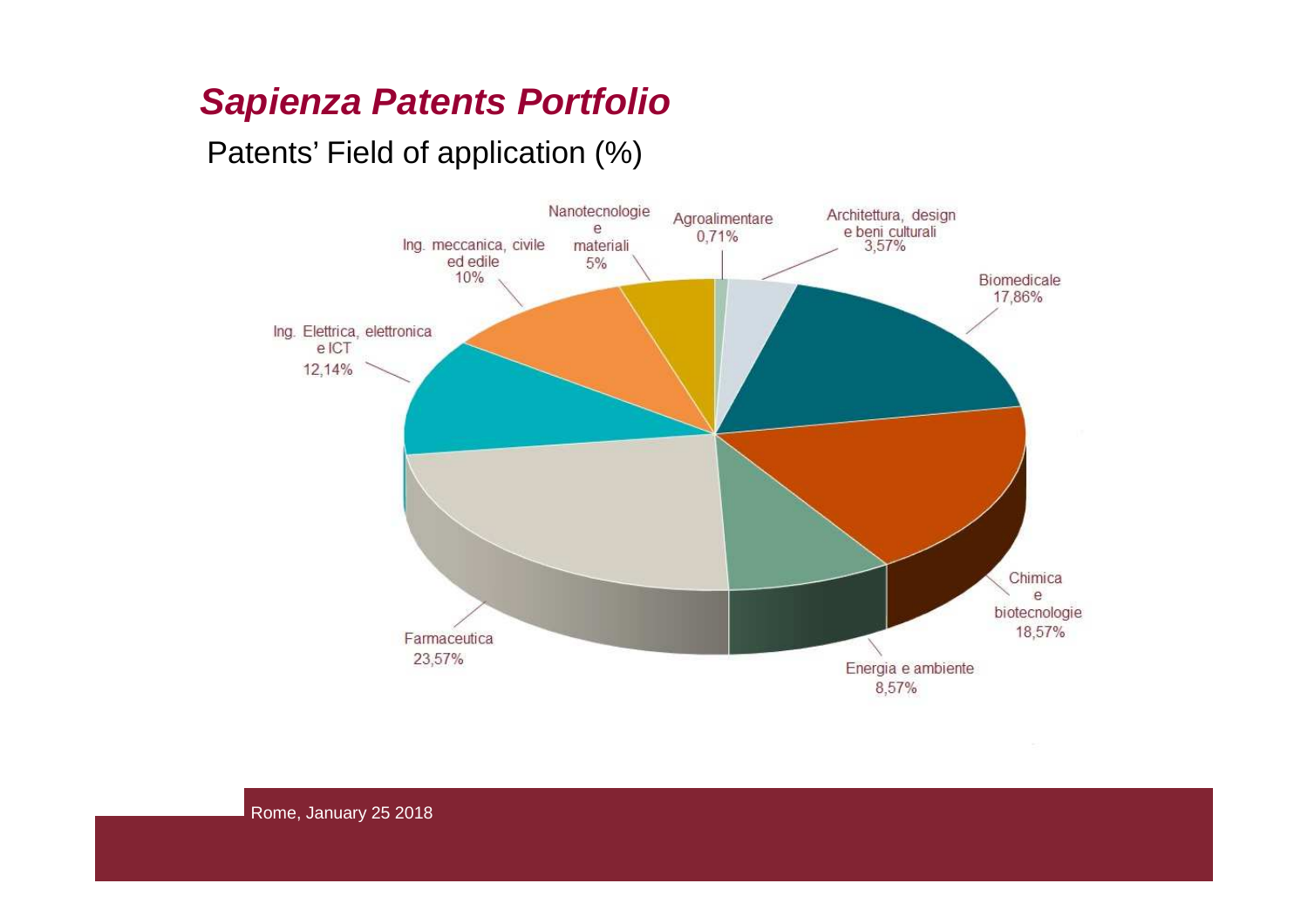# *Sapienza Patents Portfolio*

Patents' Field of application (%)

| Field | % |
|---|---|
| Farmaceutica | 23,57% |
| Chimica e biotecnologie | 18,57% |
| Biomedicale | 17,86% |
| Ing. Elettrica, elettronica e ICT | 12,14% |
| Ing. meccanica, civile ed edile | 10% |
| Energia e ambiente | 8,57% |
| Nanotecnologie e materiali | 5% |
| Architettura, design e beni culturali | 3,57% |
| Agroalimentare | 0,71% |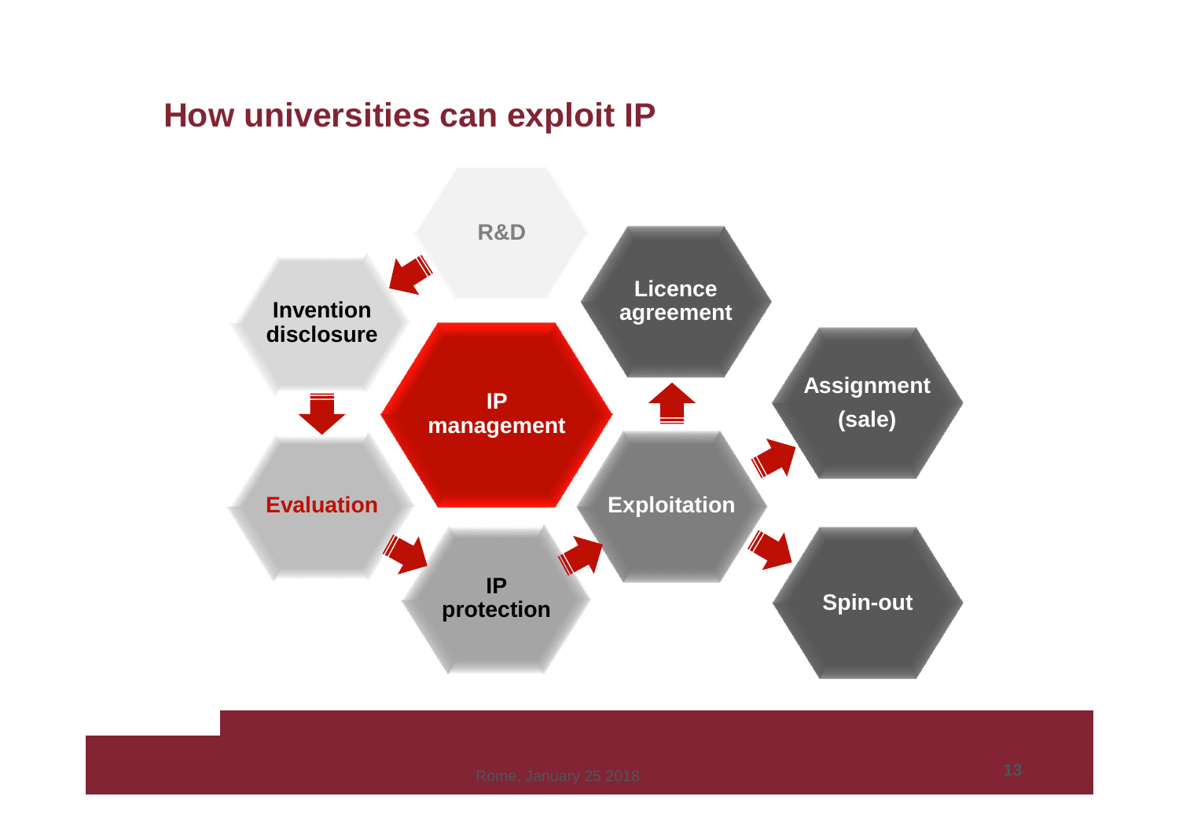# How universities can exploit IP

R&D

Invention disclosure

Evaluation

IP management

IP protection

Exploitation

Licence agreement

Assignment (sale)

Spin-out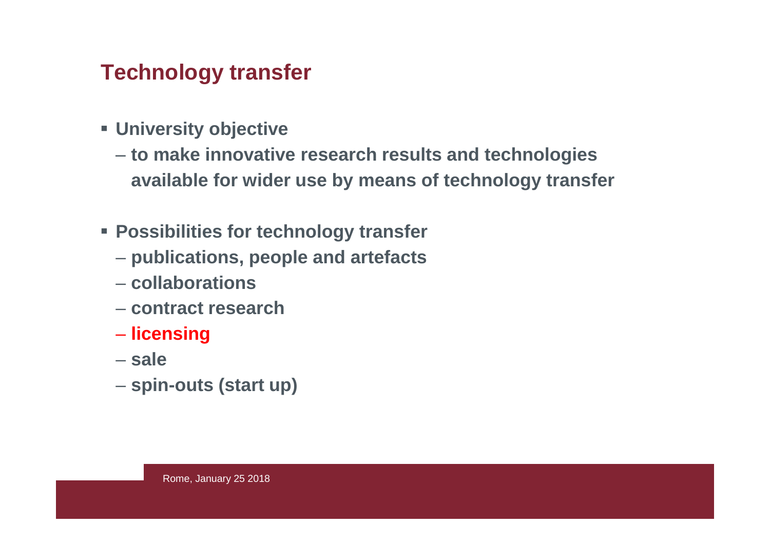# Technology transfer

- **University objective**
  - **to make innovative research results and technologies available for wider use by means of technology transfer**

- **Possibilities for technology transfer**
  - **publications, people and artefacts**
  - **collaborations**
  - **contract research**
  - **licensing**
  - **sale**
  - **spin-outs (start up)**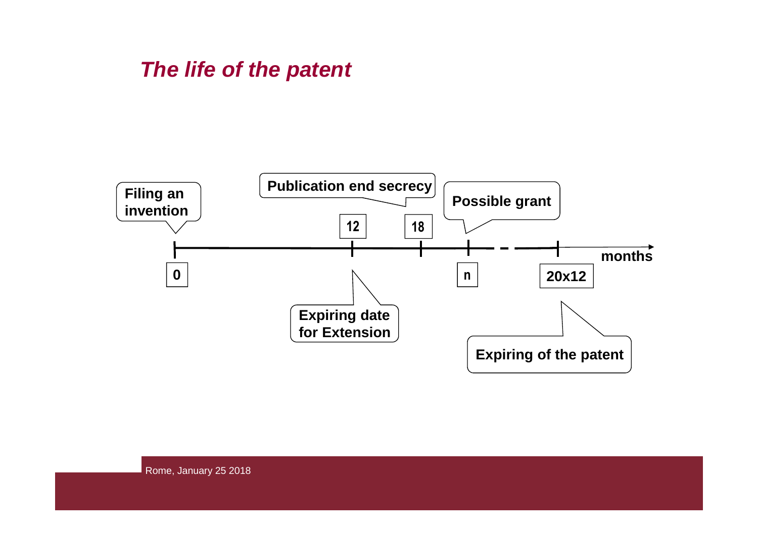## *The life of the patent*

Filing an invention

Publication end secrecy

Possible grant

12

18

0

n

20x12

months

Expiring date for Extension

Expiring of the patent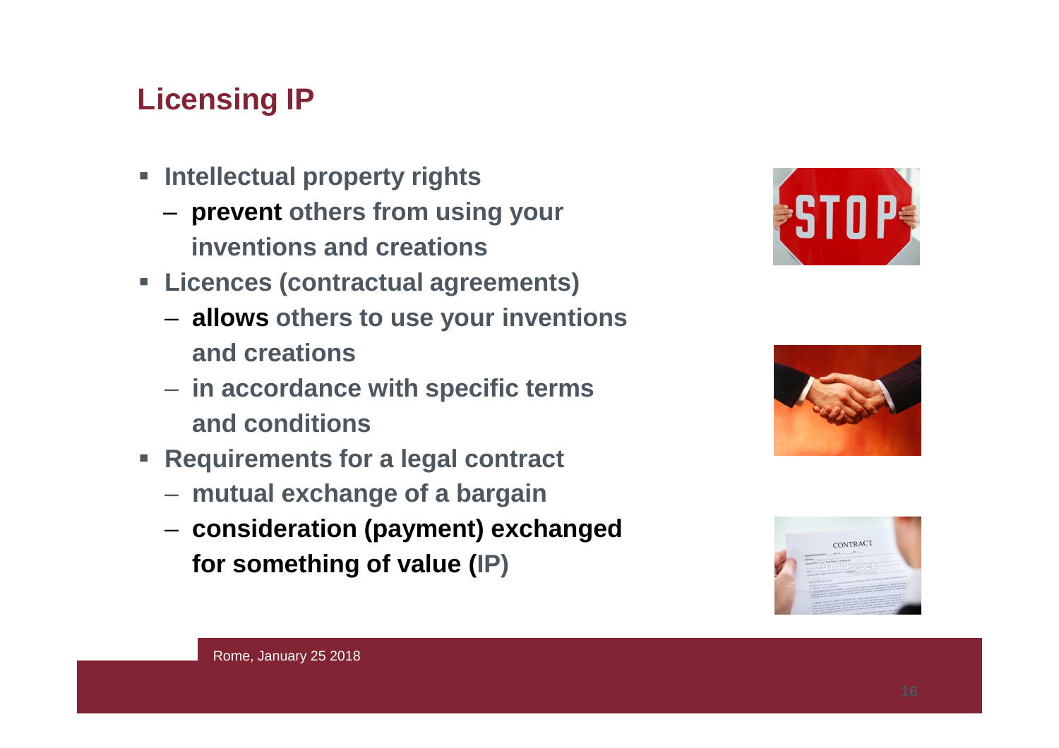# Licensing IP

- Intellectual property rights
  - **prevent** others from using your inventions and creations
- Licences (contractual agreements)
  - **allows** others to use your inventions and creations
  - in accordance with specific terms and conditions
- Requirements for a legal contract
  - mutual exchange of a bargain
  - **consideration (payment) exchanged for something of value (**IP**)**

Rome, January 25 2018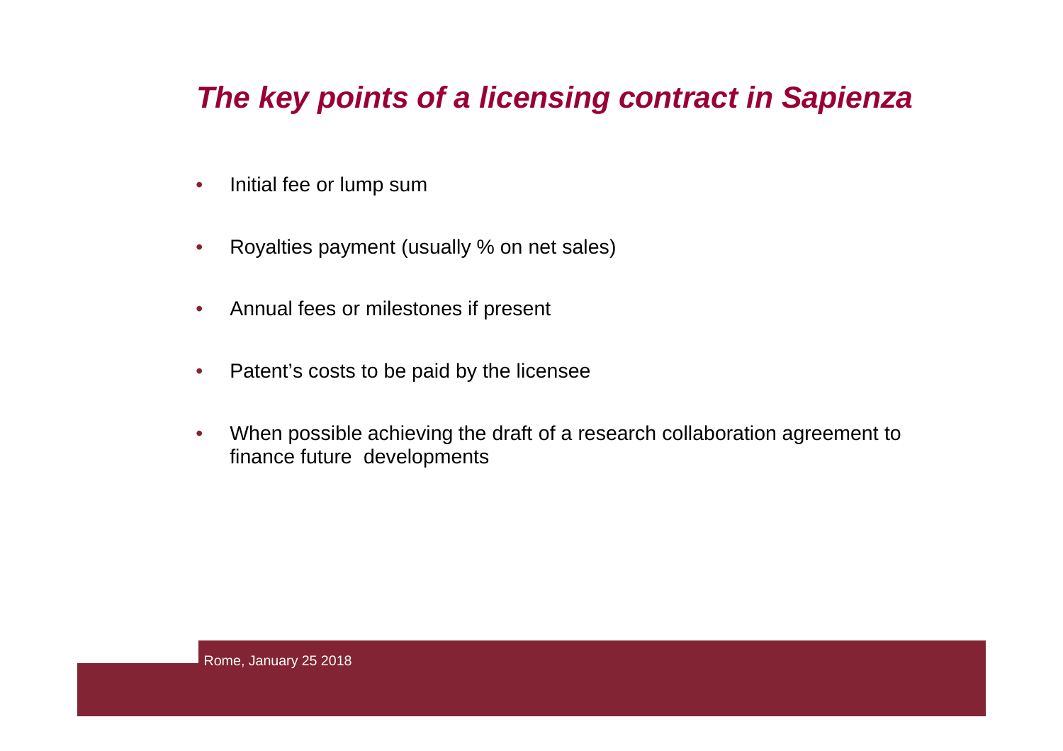## *The key points of a licensing contract in Sapienza*

- Initial fee or lump sum
- Royalties payment (usually % on net sales)
- Annual fees or milestones if present
- Patent's costs to be paid by the licensee
- When possible achieving the draft of a research collaboration agreement to finance future developments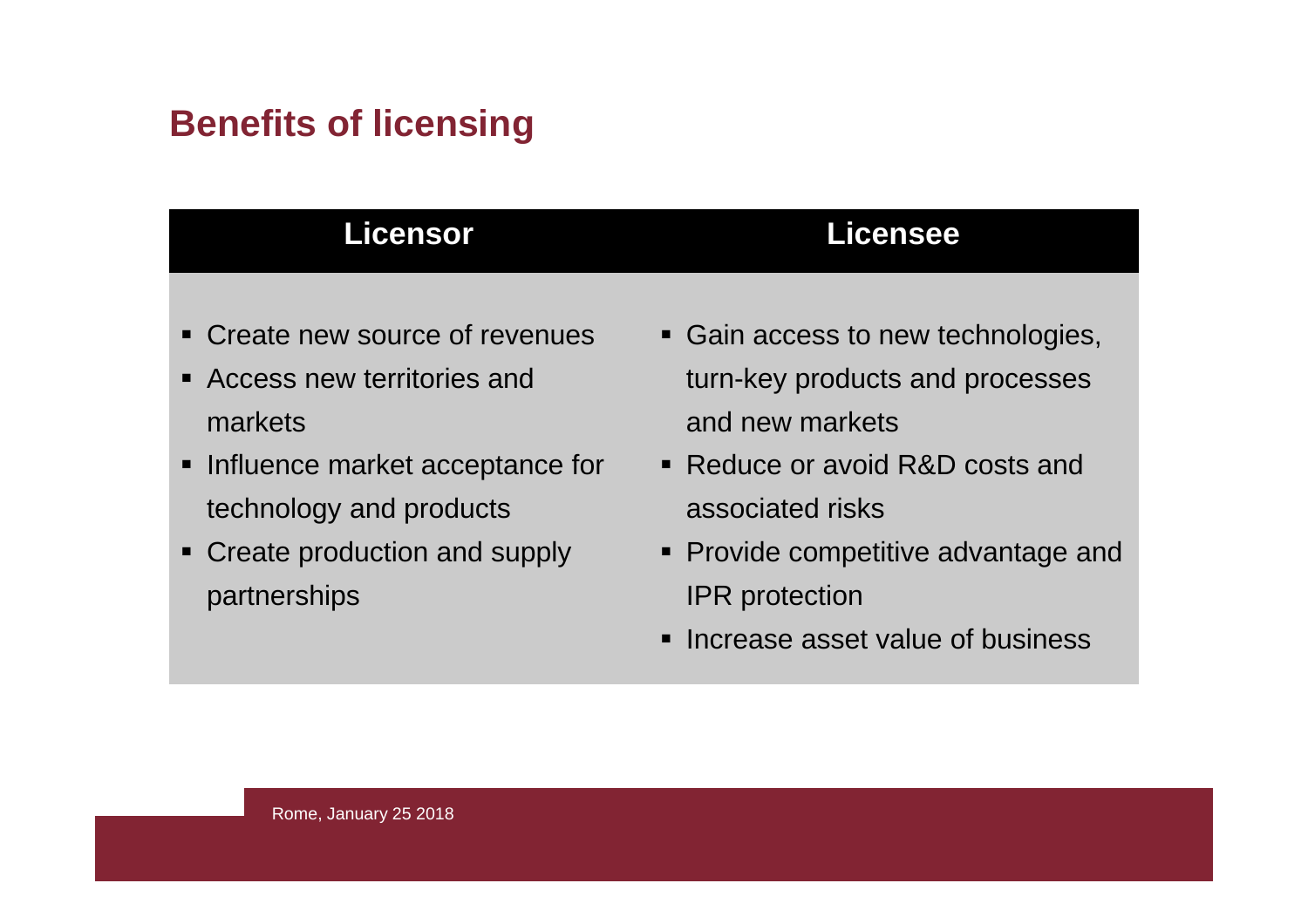## Benefits of licensing

| Licensor | Licensee |
|---|---|
| ▪ Create new source of revenues<br>▪ Access new territories and markets<br>▪ Influence market acceptance for technology and products<br>▪ Create production and supply partnerships | ▪ Gain access to new technologies, turn-key products and processes and new markets<br>▪ Reduce or avoid R&D costs and associated risks<br>▪ Provide competitive advantage and IPR protection<br>▪ Increase asset value of business |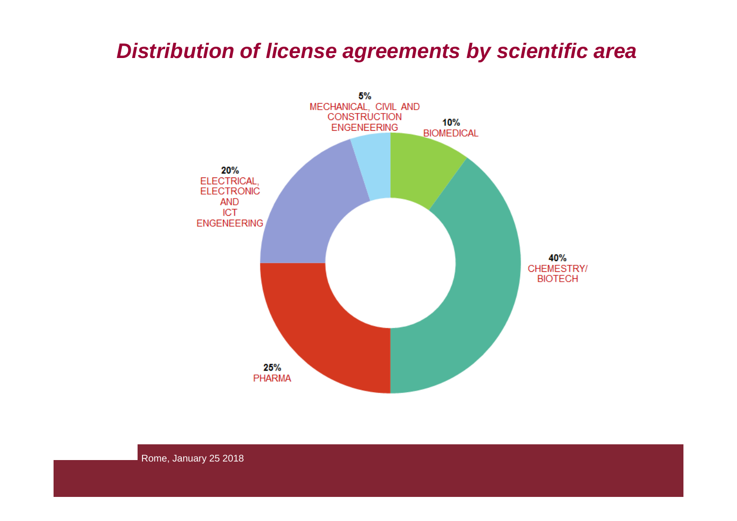# *Distribution of license agreements by scientific area*

- **5%** MECHANICAL, CIVIL AND CONSTRUCTION ENGENEERING
- **10%** BIOMEDICAL
- **40%** CHEMESTRY/ BIOTECH
- **25%** PHARMA
- **20%** ELECTRICAL, ELECTRONIC AND ICT ENGENEERING

Rome, January 25 2018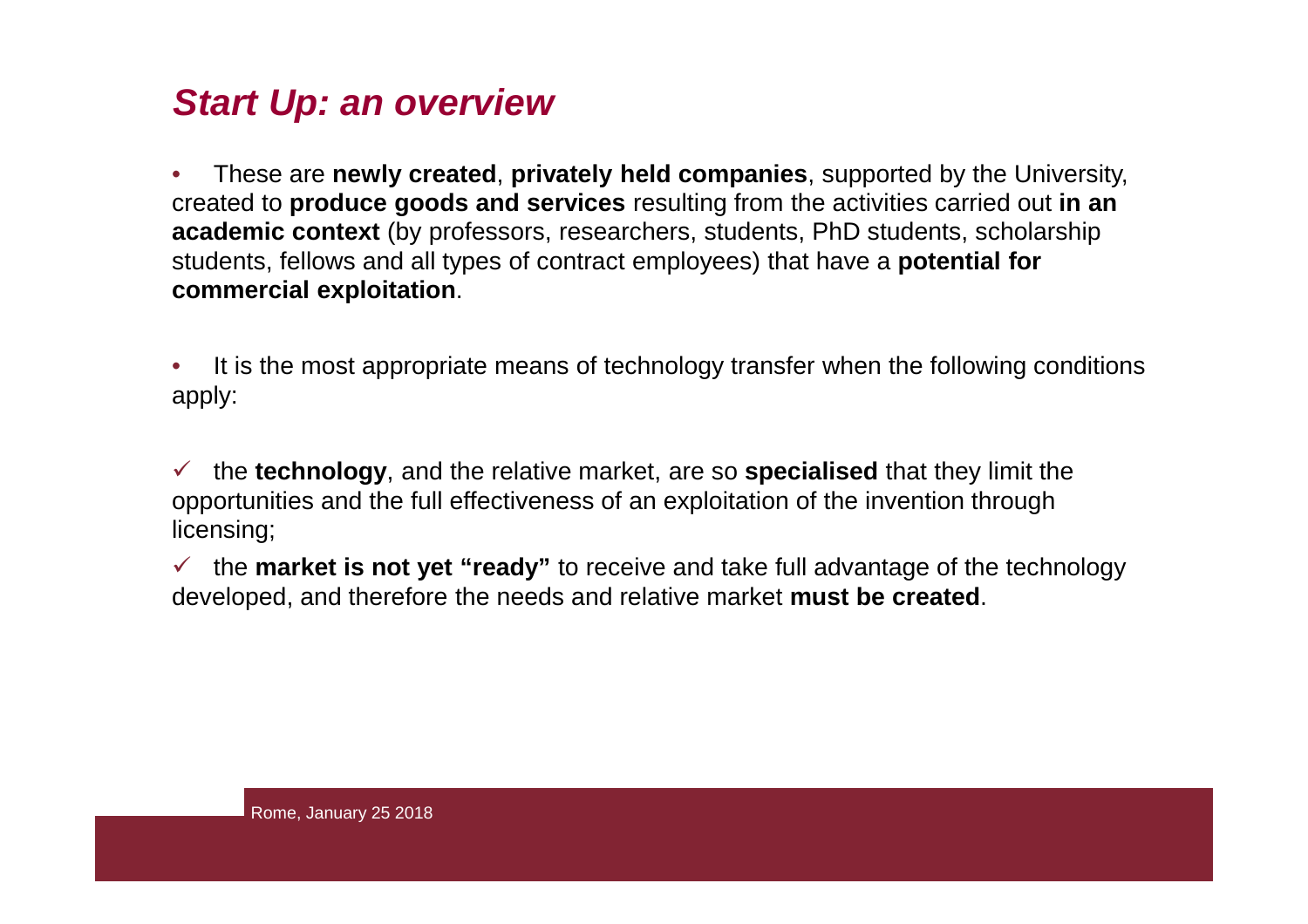## *Start Up: an overview*

- These are **newly created**, **privately held companies**, supported by the University, created to **produce goods and services** resulting from the activities carried out **in an academic context** (by professors, researchers, students, PhD students, scholarship students, fellows and all types of contract employees) that have a **potential for commercial exploitation**.

- It is the most appropriate means of technology transfer when the following conditions apply:

✓ the **technology**, and the relative market, are so **specialised** that they limit the opportunities and the full effectiveness of an exploitation of the invention through licensing;

✓ the **market is not yet "ready"** to receive and take full advantage of the technology developed, and therefore the needs and relative market **must be created**.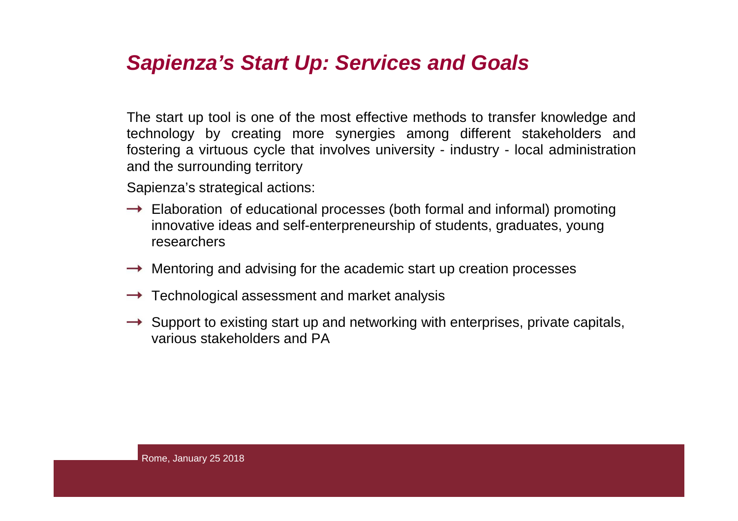## *Sapienza's Start Up: Services and Goals*

The start up tool is one of the most effective methods to transfer knowledge and technology by creating more synergies among different stakeholders and fostering a virtuous cycle that involves university - industry - local administration and the surrounding territory

Sapienza's strategical actions:

- Elaboration of educational processes (both formal and informal) promoting innovative ideas and self-enterpreneurship of students, graduates, young researchers
- Mentoring and advising for the academic start up creation processes
- Technological assessment and market analysis
- Support to existing start up and networking with enterprises, private capitals, various stakeholders and PA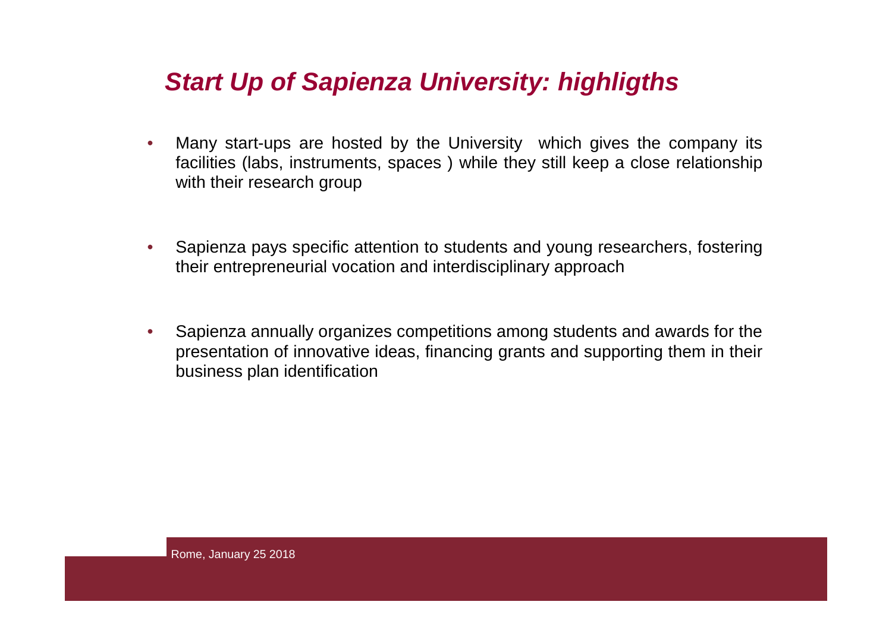## *Start Up of Sapienza University: highligths*

- Many start-ups are hosted by the University which gives the company its facilities (labs, instruments, spaces ) while they still keep a close relationship with their research group
- Sapienza pays specific attention to students and young researchers, fostering their entrepreneurial vocation and interdisciplinary approach
- Sapienza annually organizes competitions among students and awards for the presentation of innovative ideas, financing grants and supporting them in their business plan identification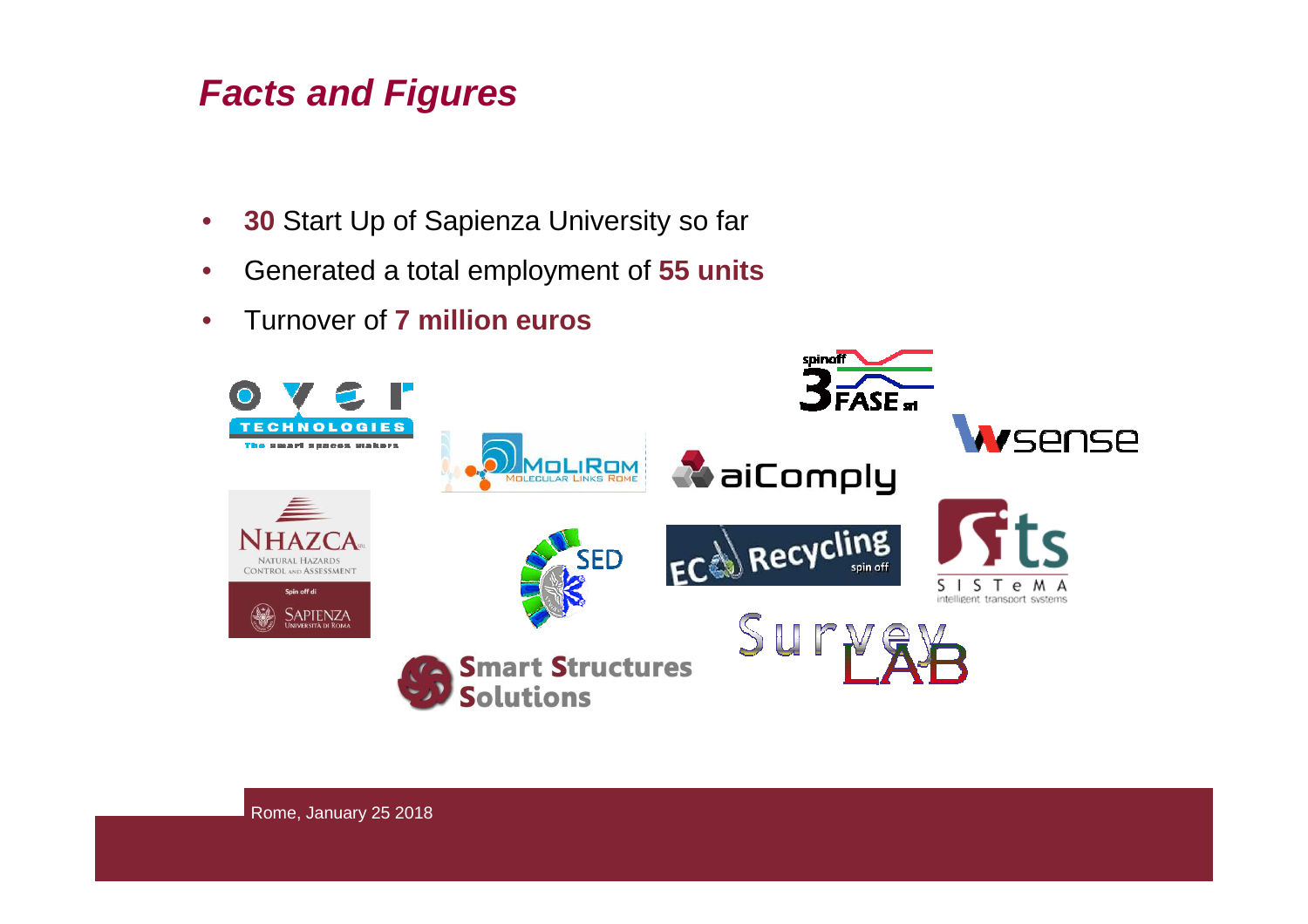## *Facts and Figures*

- **30** Start Up of Sapienza University so far
- Generated a total employment of **55 units**
- Turnover of **7 million euros**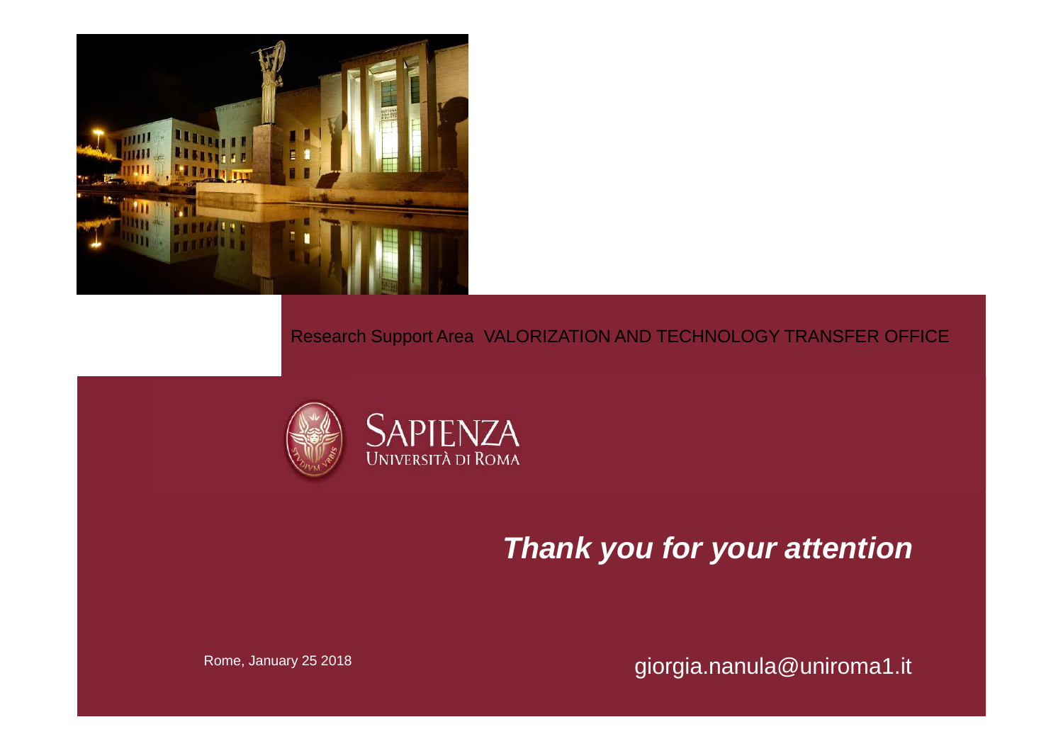Research Support Area VALORIZATION AND TECHNOLOGY TRANSFER OFFICE

SAPIENZA
UNIVERSITÀ DI ROMA

***Thank you for your attention***

Rome, January 25 2018

giorgia.nanula@uniroma1.it